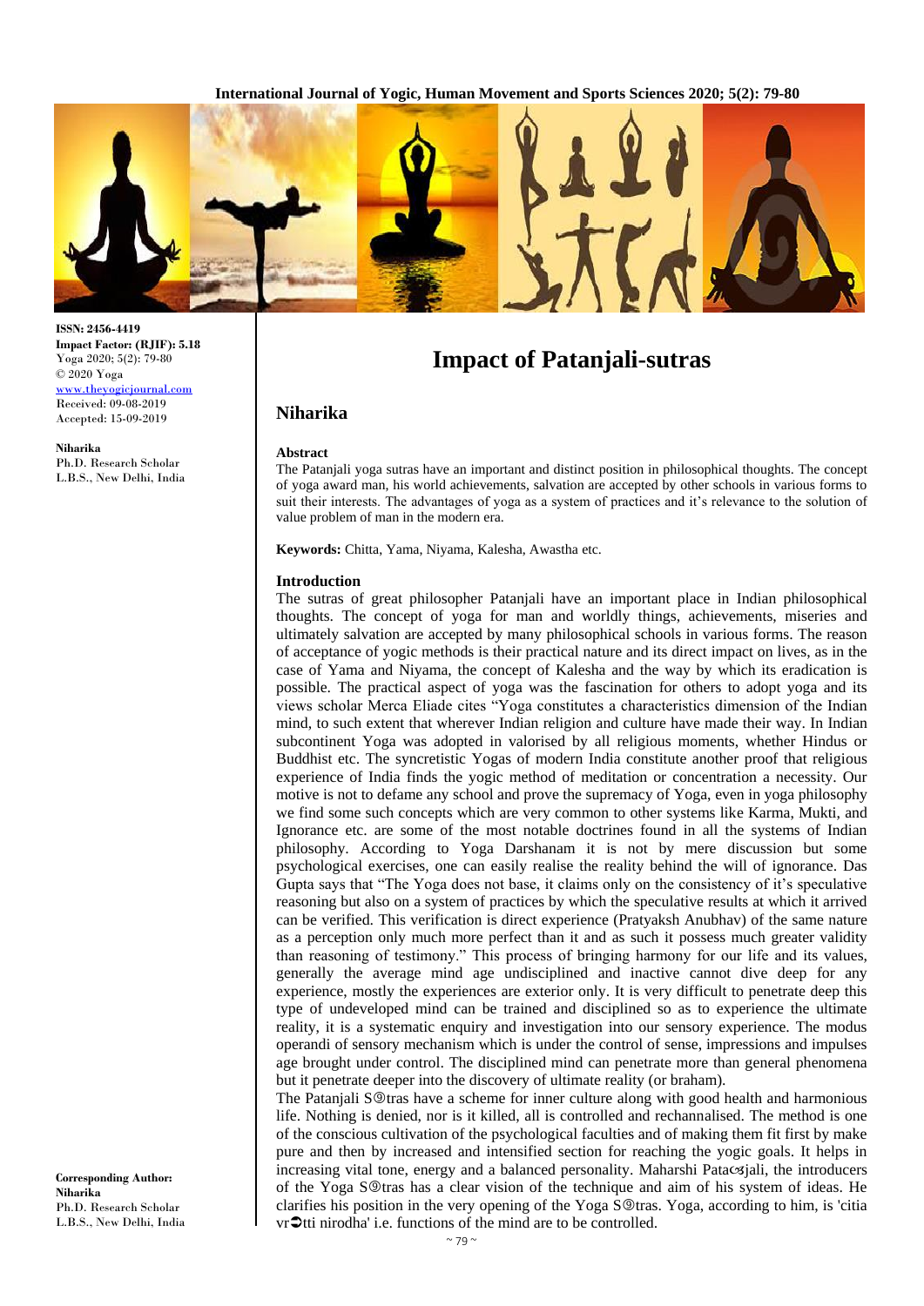ISSN: 2456-4419
**Impact Factor: (RJIF): 5.18**
Yoga 2020; 5(2): 79-80
© 2020 Yoga
www.theyogicjournal.com
Received: 09-08-2019
Accepted: 15-09-2019

**Niharika**
Ph.D. Research Scholar
L.B.S., New Delhi, India

**Corresponding Author:**
**Niharika**
Ph.D. Research Scholar
L.B.S., New Delhi, India

# Impact of Patanjali-sutras

## Niharika

### Abstract

The Patanjali yoga sutras have an important and distinct position in philosophical thoughts. The concept of yoga award man, his world achievements, salvation are accepted by other schools in various forms to suit their interests. The advantages of yoga as a system of practices and it's relevance to the solution of value problem of man in the modern era.

**Keywords:** Chitta, Yama, Niyama, Kalesha, Awastha etc.

### Introduction

The sutras of great philosopher Patanjali have an important place in Indian philosophical thoughts. The concept of yoga for man and worldly things, achievements, miseries and ultimately salvation are accepted by many philosophical schools in various forms. The reason of acceptance of yogic methods is their practical nature and its direct impact on lives, as in the case of Yama and Niyama, the concept of Kalesha and the way by which its eradication is possible. The practical aspect of yoga was the fascination for others to adopt yoga and its views scholar Merca Eliade cites "Yoga constitutes a characteristics dimension of the Indian mind, to such extent that wherever Indian religion and culture have made their way. In Indian subcontinent Yoga was adopted in valorised by all religious moments, whether Hindus or Buddhist etc. The syncretistic Yogas of modern India constitute another proof that religious experience of India finds the yogic method of meditation or concentration a necessity. Our motive is not to defame any school and prove the supremacy of Yoga, even in yoga philosophy we find some such concepts which are very common to other systems like Karma, Mukti, and Ignorance etc. are some of the most notable doctrines found in all the systems of Indian philosophy. According to Yoga Darshanam it is not by mere discussion but some psychological exercises, one can easily realise the reality behind the will of ignorance. Das Gupta says that "The Yoga does not base, it claims only on the consistency of it's speculative reasoning but also on a system of practices by which the speculative results at which it arrived can be verified. This verification is direct experience (Pratyaksh Anubhav) of the same nature as a perception only much more perfect than it and as such it possess much greater validity than reasoning of testimony." This process of bringing harmony for our life and its values, generally the average mind age undisciplined and inactive cannot dive deep for any experience, mostly the experiences are exterior only. It is very difficult to penetrate deep this type of undeveloped mind can be trained and disciplined so as to experience the ultimate reality, it is a systematic enquiry and investigation into our sensory experience. The modus operandi of sensory mechanism which is under the control of sense, impressions and impulses age brought under control. The disciplined mind can penetrate more than general phenomena but it penetrate deeper into the discovery of ultimate reality (or braham).

The Patanjali S⑨tras have a scheme for inner culture along with good health and harmonious life. Nothing is denied, nor is it killed, all is controlled and rechannalised. The method is one of the conscious cultivation of the psychological faculties and of making them fit first by make pure and then by increased and intensified section for reaching the yogic goals. It helps in increasing vital tone, energy and a balanced personality. Maharshi Pata৩jali, the introducers of the Yoga S⑨tras has a clear vision of the technique and aim of his system of ideas. He clarifies his position in the very opening of the Yoga S⑨tras. Yoga, according to him, is 'citia vr⊃tti nirodha' i.e. functions of the mind are to be controlled.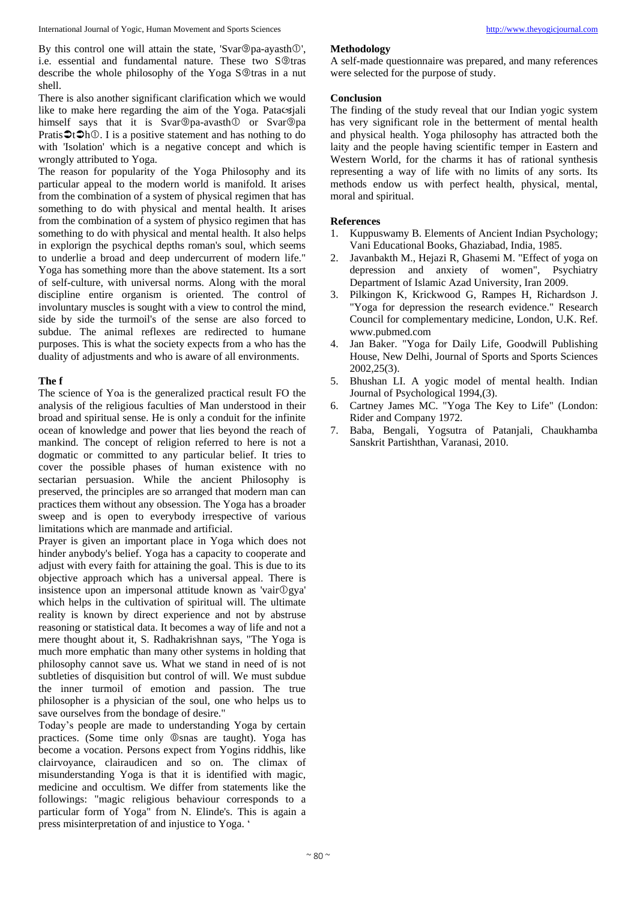By this control one will attain the state, 'Svar⑨pa-ayasth①', i.e. essential and fundamental nature. These two S⑨tras describe the whole philosophy of the Yoga S⑨tras in a nut shell.

There is also another significant clarification which we would like to make here regarding the aim of the Yoga. Pataﷲjali himself says that it is Svar⑨pa-avasth① or Svar⑨pa Pratis➲t➲h①. I is a positive statement and has nothing to do with 'Isolation' which is a negative concept and which is wrongly attributed to Yoga.

The reason for popularity of the Yoga Philosophy and its particular appeal to the modern world is manifold. It arises from the combination of a system of physical regimen that has something to do with physical and mental health. It arises from the combination of a system of physico regimen that has something to do with physical and mental health. It also helps in explorign the psychical depths roman's soul, which seems to underlie a broad and deep undercurrent of modern life." Yoga has something more than the above statement. Its a sort of self-culture, with universal norms. Along with the moral discipline entire organism is oriented. The control of involuntary muscles is sought with a view to control the mind, side by side the turmoil's of the sense are also forced to subdue. The animal reflexes are redirected to humane purposes. This is what the society expects from a who has the duality of adjustments and who is aware of all environments.

**The f**

The science of Yoa is the generalized practical result FO the analysis of the religious faculties of Man understood in their broad and spiritual sense. He is only a conduit for the infinite ocean of knowledge and power that lies beyond the reach of mankind. The concept of religion referred to here is not a dogmatic or committed to any particular belief. It tries to cover the possible phases of human existence with no sectarian persuasion. While the ancient Philosophy is preserved, the principles are so arranged that modern man can practices them without any obsession. The Yoga has a broader sweep and is open to everybody irrespective of various limitations which are manmade and artificial.

Prayer is given an important place in Yoga which does not hinder anybody's belief. Yoga has a capacity to cooperate and adjust with every faith for attaining the goal. This is due to its objective approach which has a universal appeal. There is insistence upon an impersonal attitude known as 'vair①gya' which helps in the cultivation of spiritual will. The ultimate reality is known by direct experience and not by abstruse reasoning or statistical data. It becomes a way of life and not a mere thought about it, S. Radhakrishnan says, "The Yoga is much more emphatic than many other systems in holding that philosophy cannot save us. What we stand in need of is not subtleties of disquisition but control of will. We must subdue the inner turmoil of emotion and passion. The true philosopher is a physician of the soul, one who helps us to save ourselves from the bondage of desire."

Today's people are made to understanding Yoga by certain practices. (Some time only ⓪snas are taught). Yoga has become a vocation. Persons expect from Yogins riddhis, like clairvoyance, clairaudicen and so on. The climax of misunderstanding Yoga is that it is identified with magic, medicine and occultism. We differ from statements like the followings: "magic religious behaviour corresponds to a particular form of Yoga" from N. Elinde's. This is again a press misinterpretation of and injustice to Yoga. '

**Methodology**

A self-made questionnaire was prepared, and many references were selected for the purpose of study.

**Conclusion**

The finding of the study reveal that our Indian yogic system has very significant role in the betterment of mental health and physical health. Yoga philosophy has attracted both the laity and the people having scientific temper in Eastern and Western World, for the charms it has of rational synthesis representing a way of life with no limits of any sorts. Its methods endow us with perfect health, physical, mental, moral and spiritual.

**References**

1. Kuppuswamy B. Elements of Ancient Indian Psychology; Vani Educational Books, Ghaziabad, India, 1985.
2. Javanbakth M., Hejazi R, Ghasemi M. "Effect of yoga on depression and anxiety of women", Psychiatry Department of Islamic Azad University, Iran 2009.
3. Pilkingon K, Krickwood G, Rampes H, Richardson J. "Yoga for depression the research evidence." Research Council for complementary medicine, London, U.K. Ref. www.pubmed.com
4. Jan Baker. "Yoga for Daily Life, Goodwill Publishing House, New Delhi, Journal of Sports and Sports Sciences 2002,25(3).
5. Bhushan LI. A yogic model of mental health. Indian Journal of Psychological 1994,(3).
6. Cartney James MC. "Yoga The Key to Life" (London: Rider and Company 1972.
7. Baba, Bengali, Yogsutra of Patanjali, Chaukhamba Sanskrit Partishthan, Varanasi, 2010.